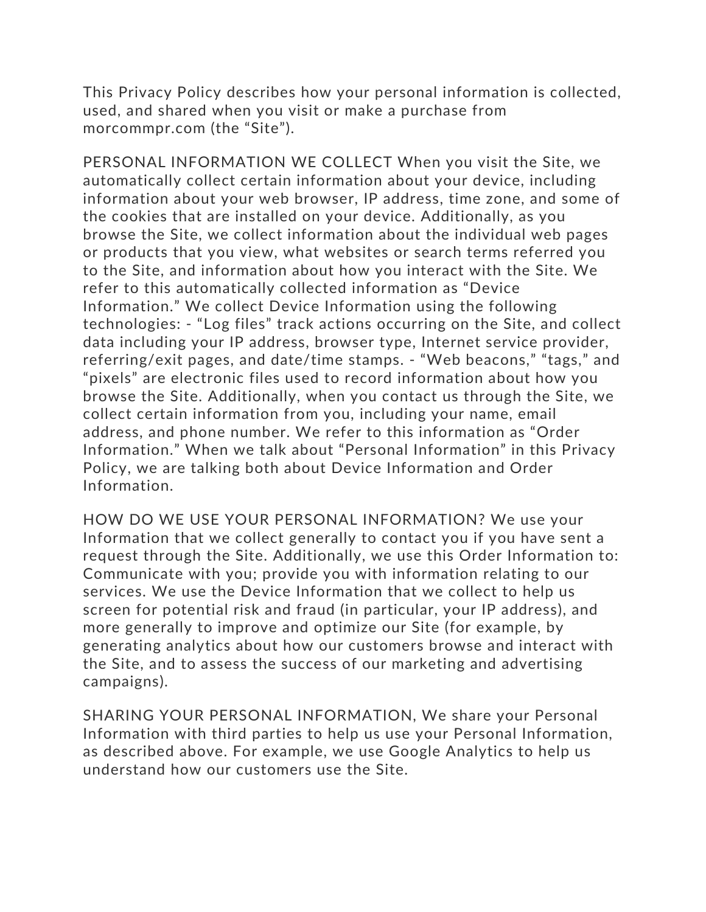This Privacy Policy describes how your personal information is collected, used, and shared when you visit or make a purchase from morcommpr.com (the "Site").

PERSONAL INFORMATION WE COLLECT When you visit the Site, we automatically collect certain information about your device, including information about your web browser, IP address, time zone, and some of the cookies that are installed on your device. Additionally, as you browse the Site, we collect information about the individual web pages or products that you view, what websites or search terms referred you to the Site, and information about how you interact with the Site. We refer to this automatically collected information as "Device Information." We collect Device Information using the following technologies: - "Log files" track actions occurring on the Site, and collect data including your IP address, browser type, Internet service provider, referring/exit pages, and date/time stamps. - "Web beacons," "tags," and "pixels" are electronic files used to record information about how you browse the Site. Additionally, when you contact us through the Site, we collect certain information from you, including your name, email address, and phone number. We refer to this information as "Order Information." When we talk about "Personal Information" in this Privacy Policy, we are talking both about Device Information and Order Information.

HOW DO WE USE YOUR PERSONAL INFORMATION? We use your Information that we collect generally to contact you if you have sent a request through the Site. Additionally, we use this Order Information to: Communicate with you; provide you with information relating to our services. We use the Device Information that we collect to help us screen for potential risk and fraud (in particular, your IP address), and more generally to improve and optimize our Site (for example, by generating analytics about how our customers browse and interact with the Site, and to assess the success of our marketing and advertising campaigns).

SHARING YOUR PERSONAL INFORMATION, We share your Personal Information with third parties to help us use your Personal Information, as described above. For example, we use Google Analytics to help us understand how our customers use the Site.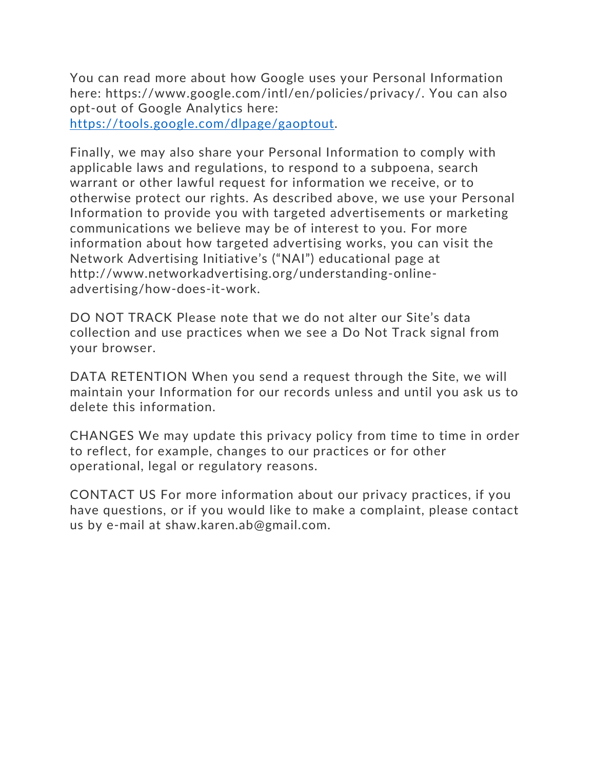You can read more about how Google uses your Personal Information here: https://www.google.com/intl/en/policies/privacy/. You can also opt-out of Google Analytics here: [https://tools.google.com/dlpage/gaoptout](https://tools.google.com/dlpage/gaoptout).

Finally, we may also share your Personal Information to comply with applicable laws and regulations, to respond to a subpoena, search warrant or other lawful request for information we receive, or to otherwise protect our rights. As described above, we use your Personal Information to provide you with targeted advertisements or marketing communications we believe may be of interest to you. For more information about how targeted advertising works, you can visit the Network Advertising Initiative's ("NAI") educational page at http://www.networkadvertising.org/understanding-online-advertising/how-does-it-work.

DO NOT TRACK Please note that we do not alter our Site's data collection and use practices when we see a Do Not Track signal from your browser.

DATA RETENTION When you send a request through the Site, we will maintain your Information for our records unless and until you ask us to delete this information.

CHANGES We may update this privacy policy from time to time in order to reflect, for example, changes to our practices or for other operational, legal or regulatory reasons.

CONTACT US For more information about our privacy practices, if you have questions, or if you would like to make a complaint, please contact us by e-mail at shaw.karen.ab@gmail.com.